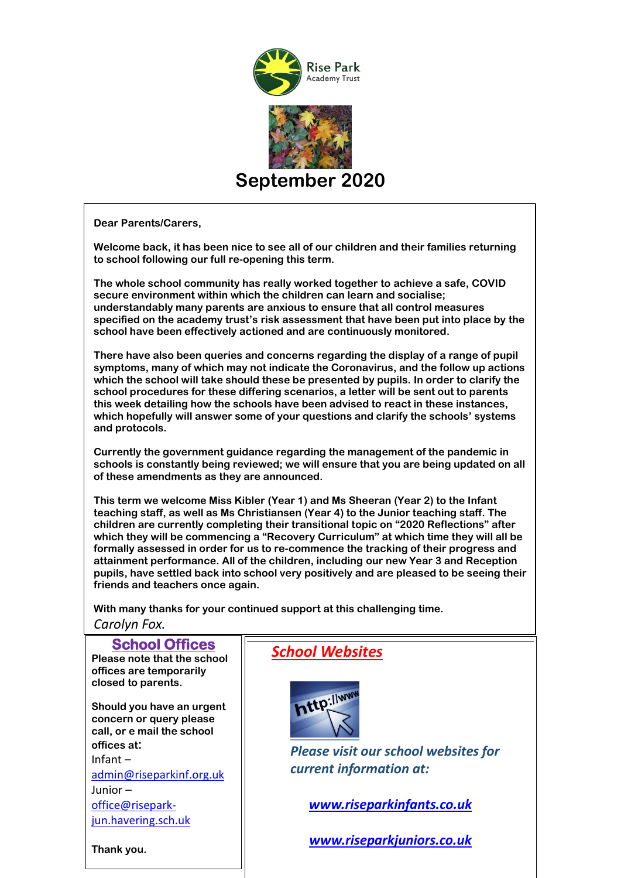Rise Park Academy Trust

# September 2020

**Dear Parents/Carers,**

**Welcome back, it has been nice to see all of our children and their families returning to school following our full re-opening this term.**

**The whole school community has really worked together to achieve a safe, COVID secure environment within which the children can learn and socialise; understandably many parents are anxious to ensure that all control measures specified on the academy trust's risk assessment that have been put into place by the school have been effectively actioned and are continuously monitored.**

**There have also been queries and concerns regarding the display of a range of pupil symptoms, many of which may not indicate the Coronavirus, and the follow up actions which the school will take should these be presented by pupils. In order to clarify the school procedures for these differing scenarios, a letter will be sent out to parents this week detailing how the schools have been advised to react in these instances, which hopefully will answer some of your questions and clarify the schools' systems and protocols.**

**Currently the government guidance regarding the management of the pandemic in schools is constantly being reviewed; we will ensure that you are being updated on all of these amendments as they are announced.**

**This term we welcome Miss Kibler (Year 1) and Ms Sheeran (Year 2) to the Infant teaching staff, as well as Ms Christiansen (Year 4) to the Junior teaching staff. The children are currently completing their transitional topic on "2020 Reflections" after which they will be commencing a "Recovery Curriculum" at which time they will all be formally assessed in order for us to re-commence the tracking of their progress and attainment performance. All of the children, including our new Year 3 and Reception pupils, have settled back into school very positively and are pleased to be seeing their friends and teachers once again.**

**With many thanks for your continued support at this challenging time.**

*Carolyn Fox.*

## School Offices

**Please note that the school offices are temporarily closed to parents.**

**Should you have an urgent concern or query please call, or e mail the school offices at:**

Infant – admin@riseparkinf.org.uk

Junior – office@risepark-jun.havering.sch.uk

**Thank you.**

## *School Websites*

***Please visit our school websites for current information at:***

***www.riseparkinfants.co.uk***

***www.riseparkjuniors.co.uk***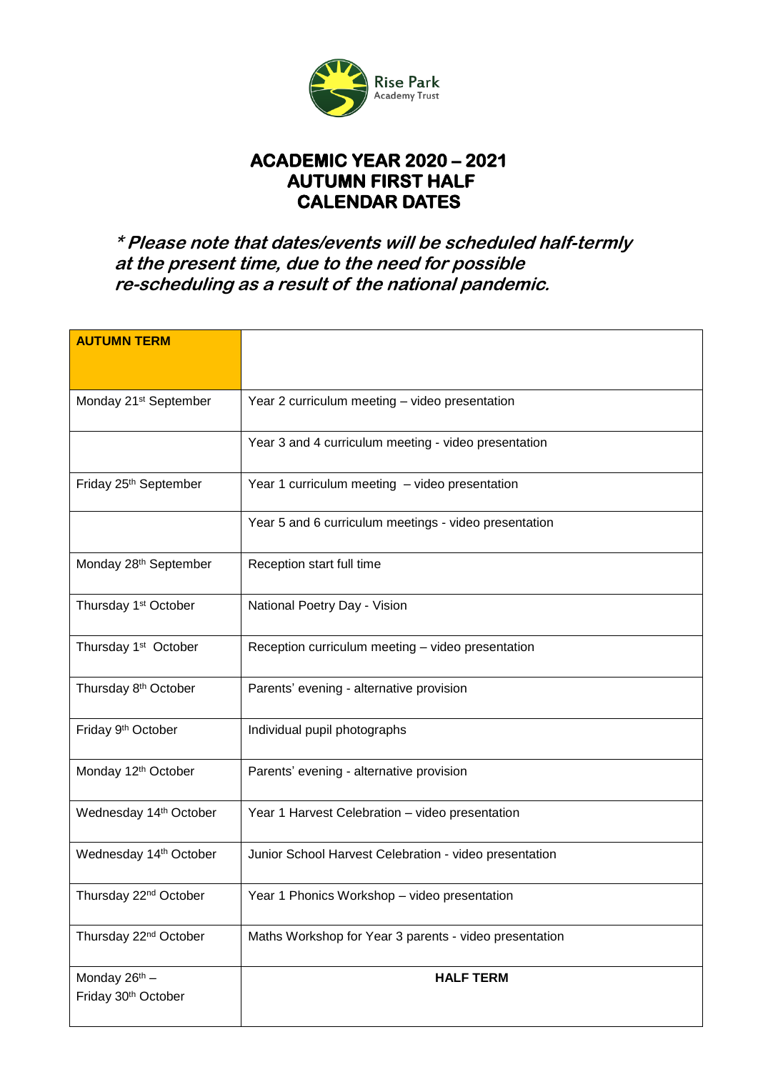Rise Park
Academy Trust

# ACADEMIC YEAR 2020 – 2021
# AUTUMN FIRST HALF
# CALENDAR DATES

***\* Please note that dates/events will be scheduled half-termly at the present time, due to the need for possible re-scheduling as a result of the national pandemic.***

| **AUTUMN TERM** | |
|---|---|
| Monday 21st September | Year 2 curriculum meeting – video presentation |
| | Year 3 and 4 curriculum meeting - video presentation |
| Friday 25th September | Year 1 curriculum meeting – video presentation |
| | Year 5 and 6 curriculum meetings - video presentation |
| Monday 28th September | Reception start full time |
| Thursday 1st October | National Poetry Day - Vision |
| Thursday 1st October | Reception curriculum meeting – video presentation |
| Thursday 8th October | Parents' evening - alternative provision |
| Friday 9th October | Individual pupil photographs |
| Monday 12th October | Parents' evening - alternative provision |
| Wednesday 14th October | Year 1 Harvest Celebration – video presentation |
| Wednesday 14th October | Junior School Harvest Celebration - video presentation |
| Thursday 22nd October | Year 1 Phonics Workshop – video presentation |
| Thursday 22nd October | Maths Workshop for Year 3 parents - video presentation |
| Monday 26th – Friday 30th October | **HALF TERM** |